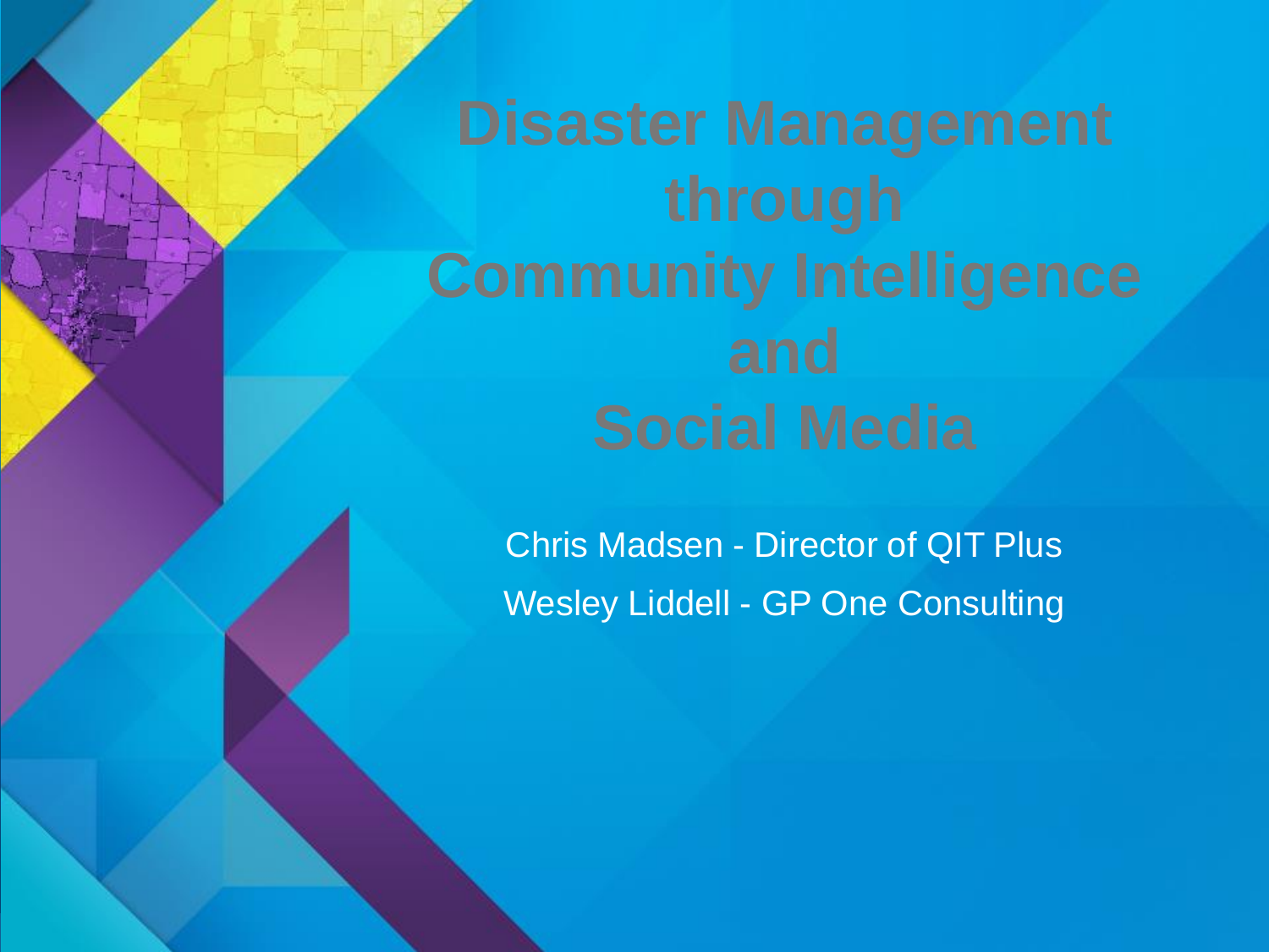# Disaster Management through Community Intelligence and Social Media

Chris Madsen - Director of QIT Plus

Wesley Liddell - GP One Consulting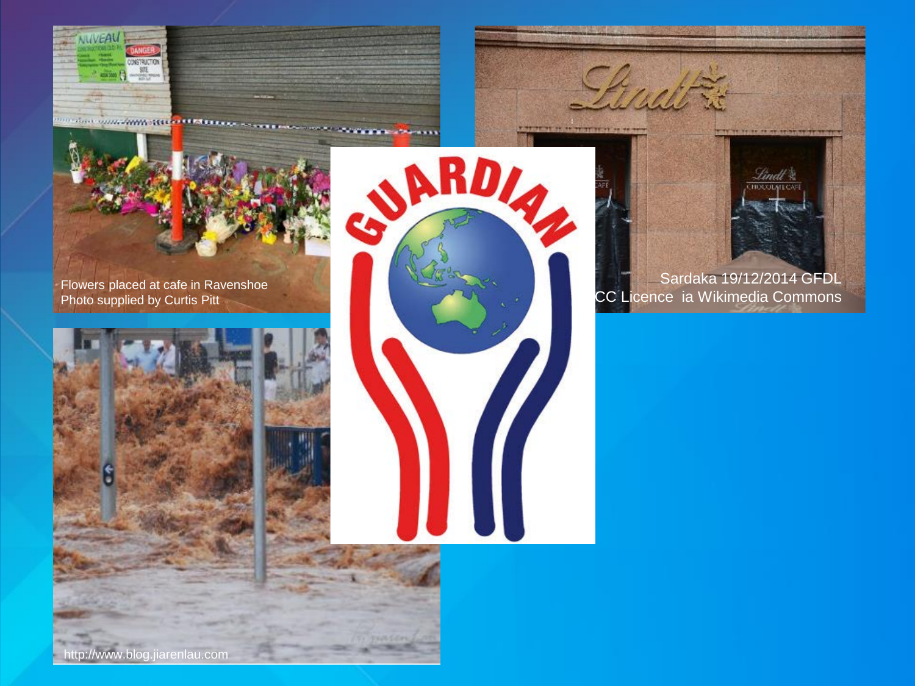Flowers placed at cafe in Ravenshoe
Photo supplied by Curtis Pitt

Sardaka 19/12/2014 GFDL
CC Licence ia Wikimedia Commons

http://www.blog.jiarenlau.com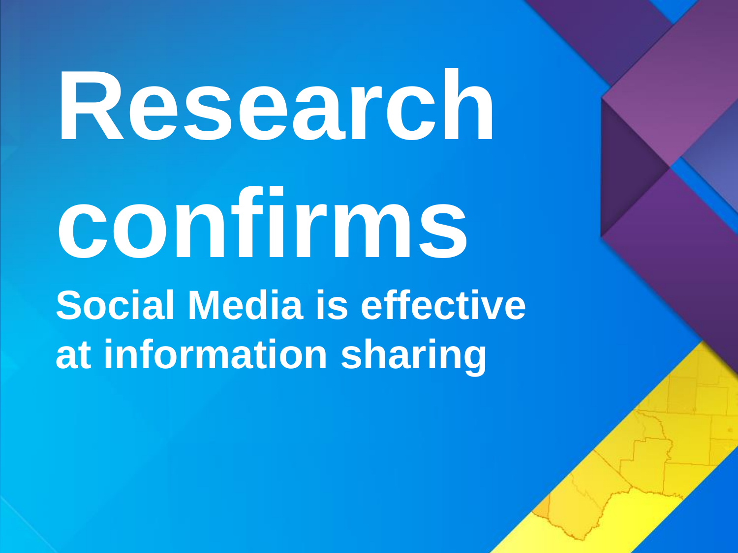# Research confirms

## Social Media is effective at information sharing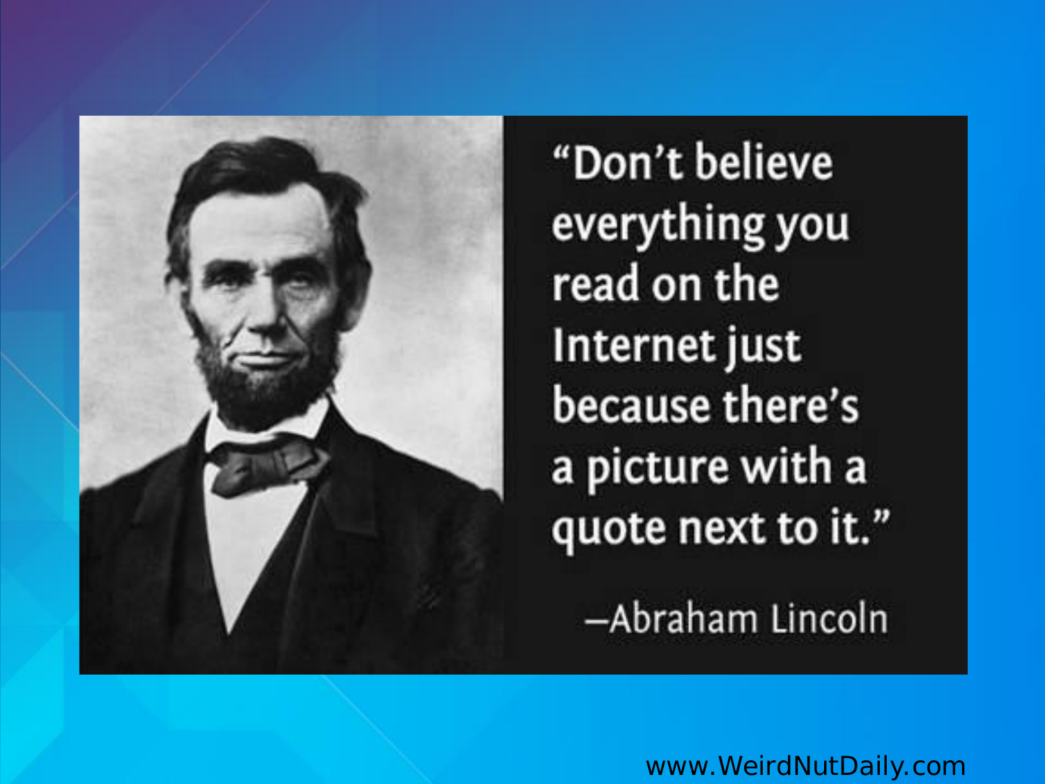"Don't believe everything you read on the Internet just because there's a picture with a quote next to it."

–Abraham Lincoln

www.WeirdNutDaily.com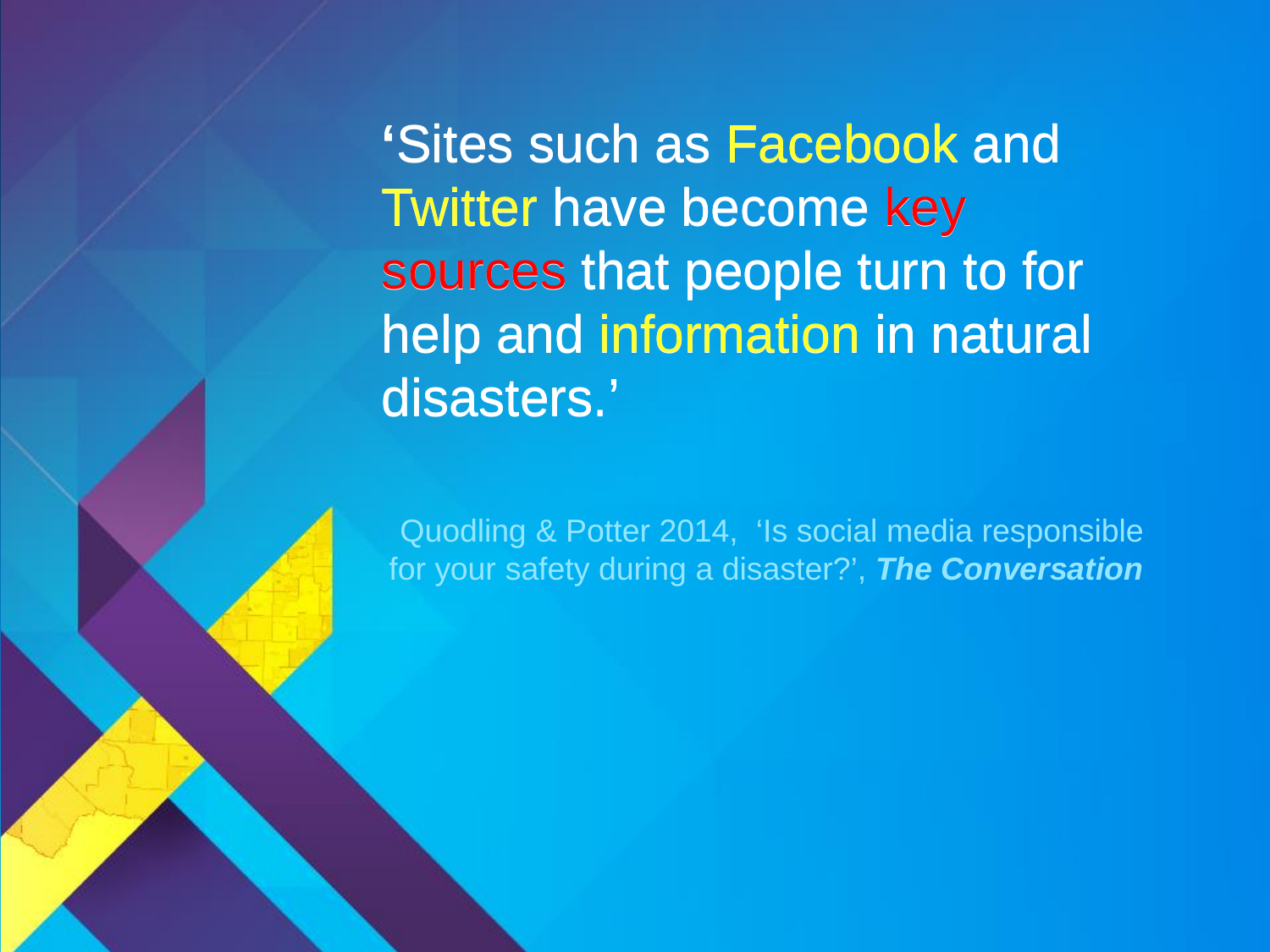'Sites such as Facebook and Twitter have become key sources that people turn to for help and information in natural disasters.'

Quodling & Potter 2014, 'Is social media responsible for your safety during a disaster?', ***The Conversation***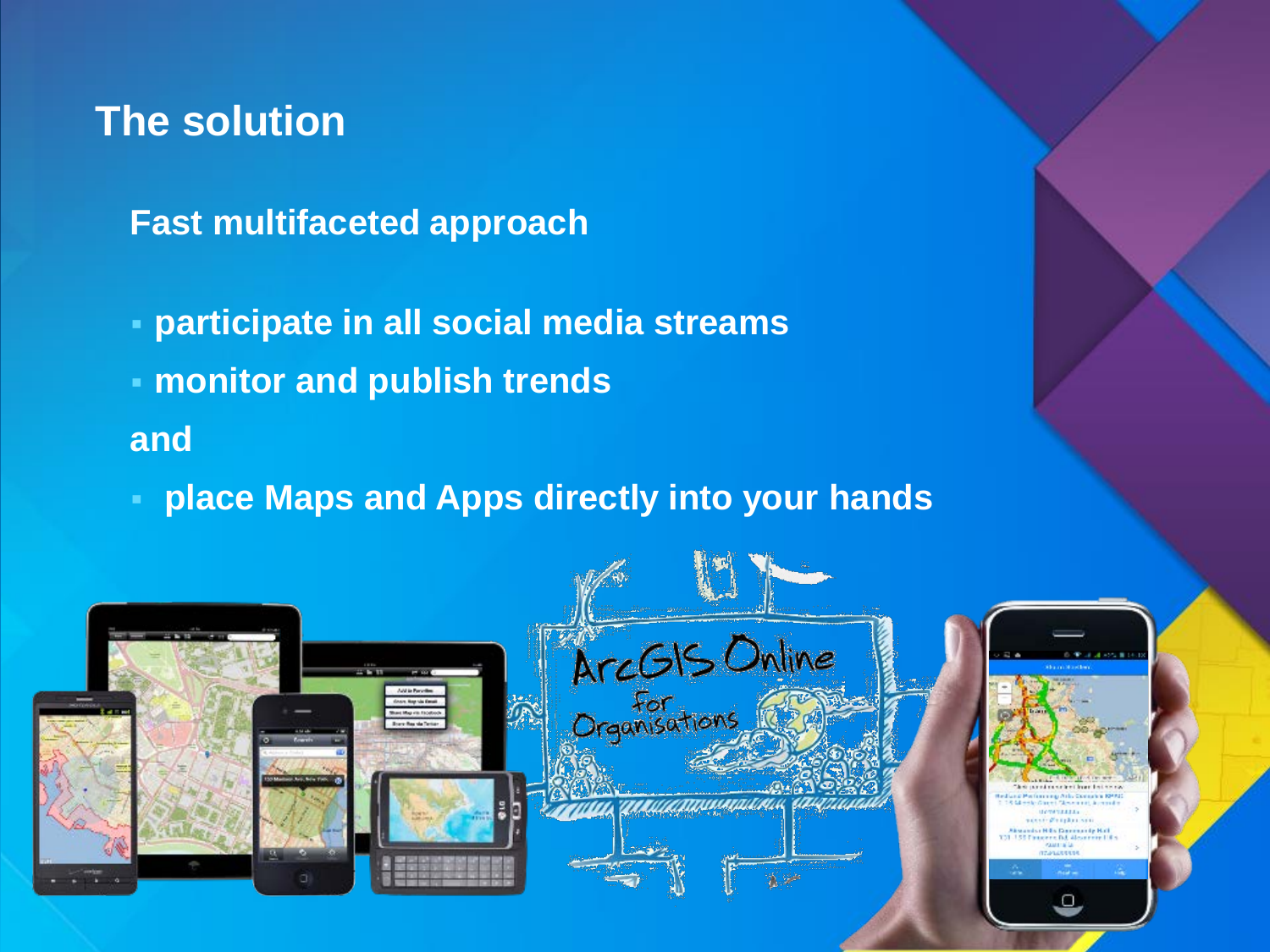## The solution

**Fast multifaceted approach**

- **participate in all social media streams**
- **monitor and publish trends**

**and**

- **place Maps and Apps directly into your hands**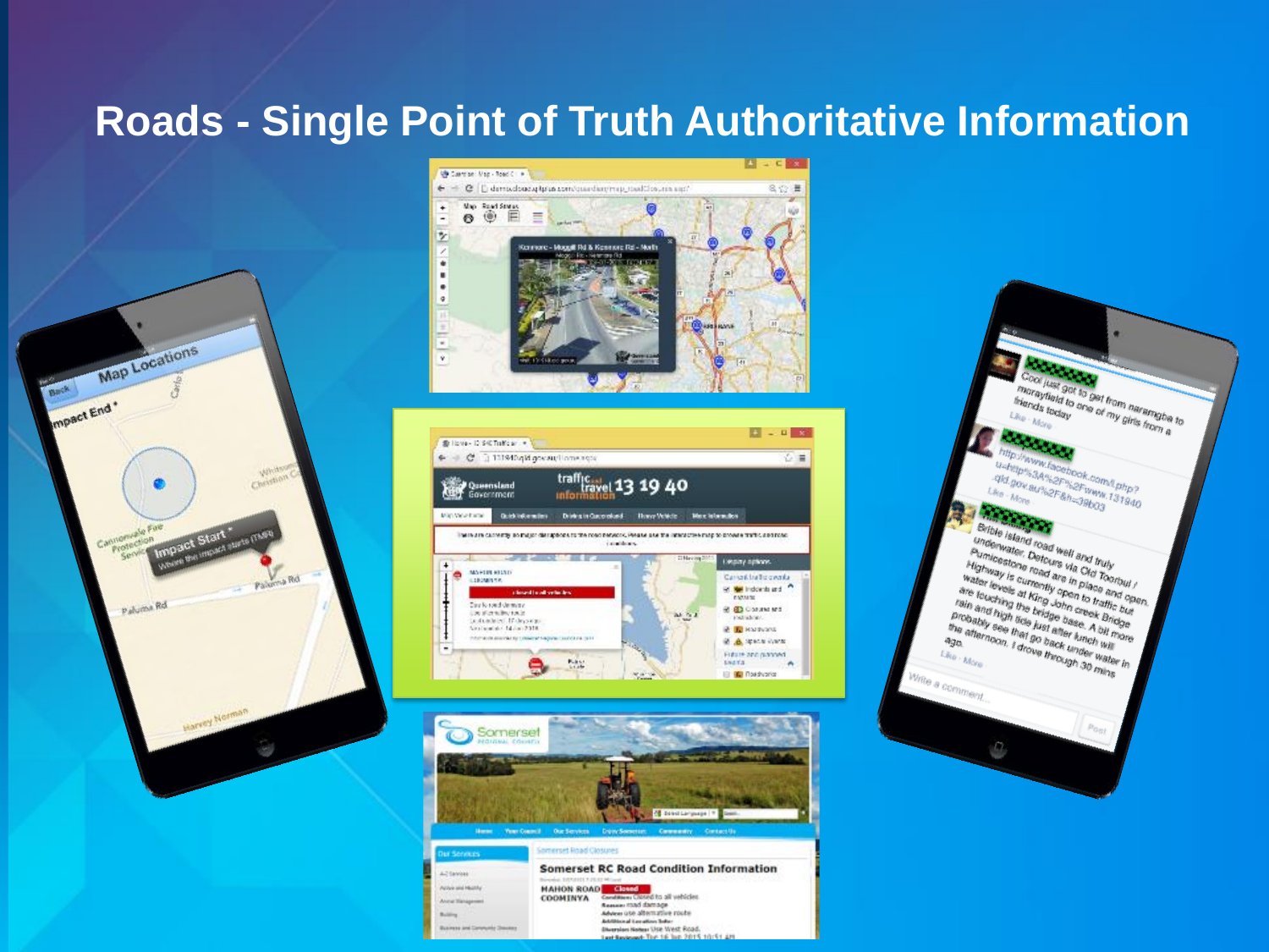# Roads - Single Point of Truth Authoritative Information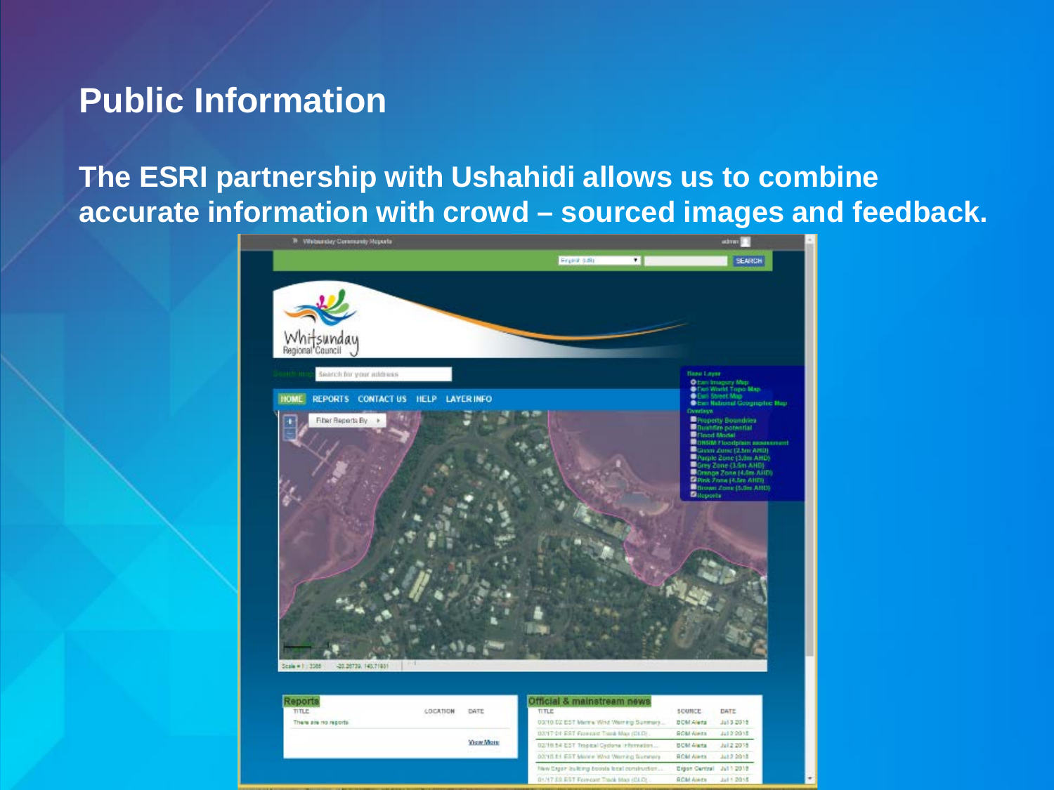# Public Information

**The ESRI partnership with Ushahidi allows us to combine accurate information with crowd – sourced images and feedback.**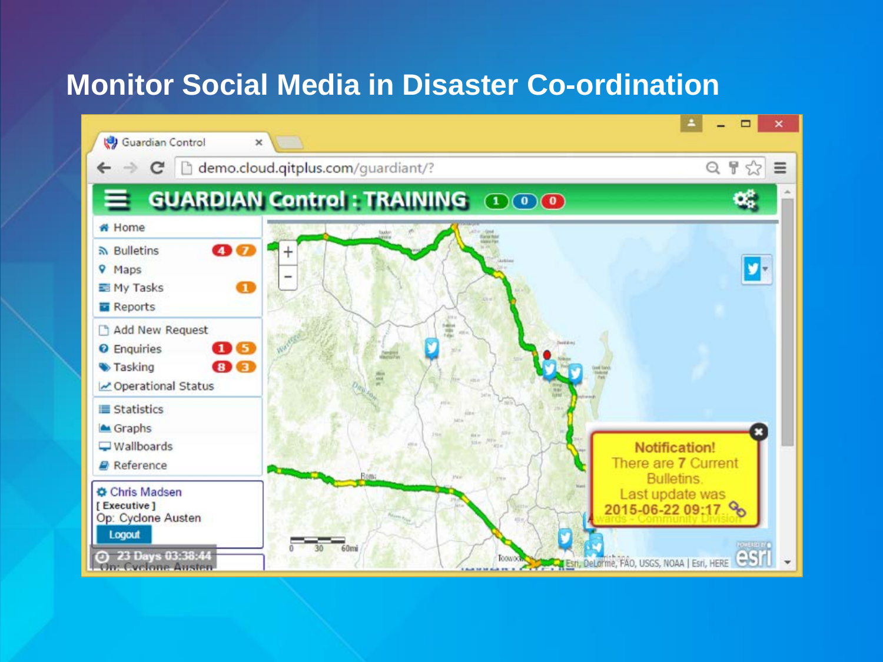# Monitor Social Media in Disaster Co-ordination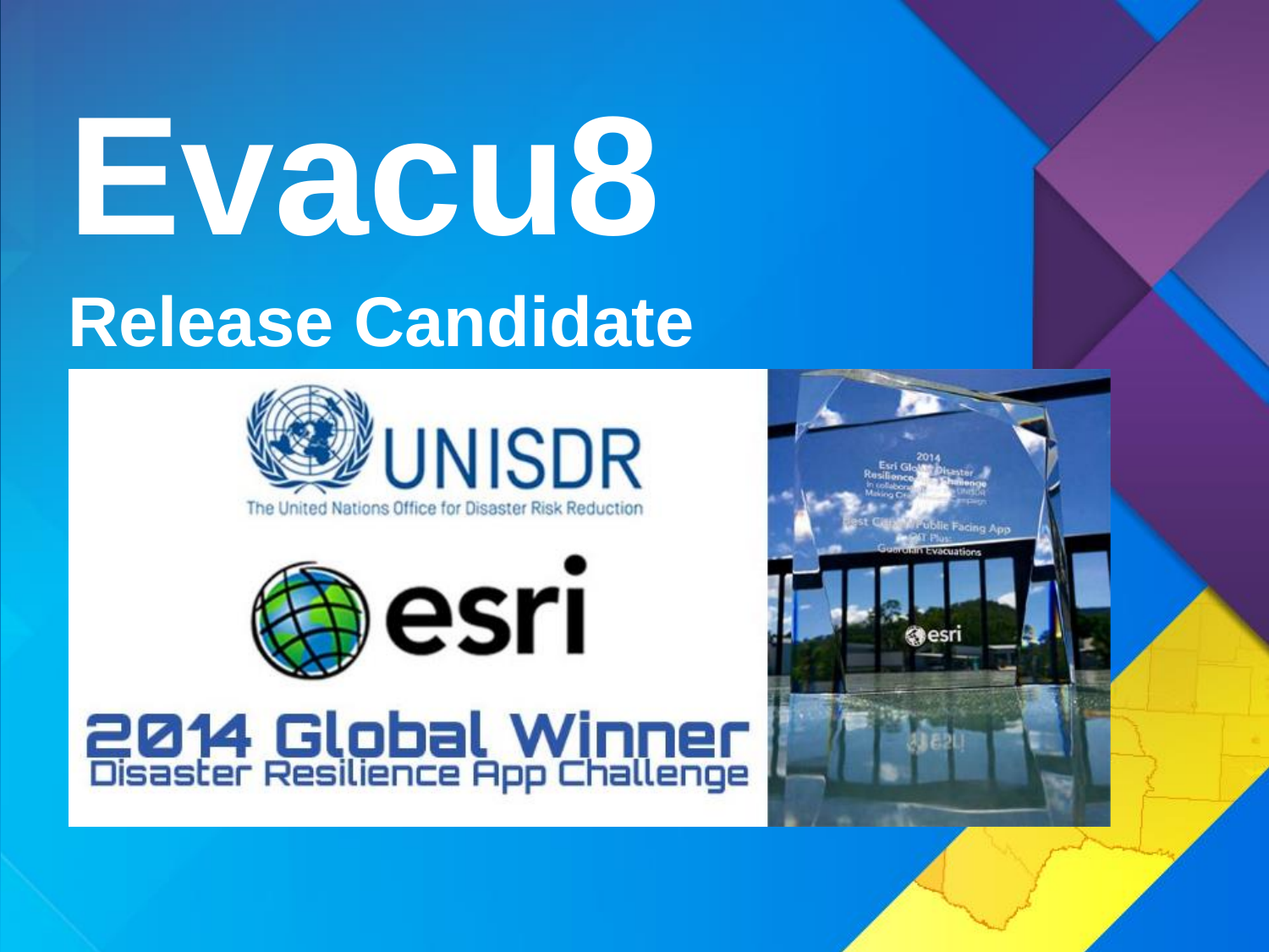# Evacu8

## Release Candidate

UNISDR
The United Nations Office for Disaster Risk Reduction

esri

2014 Global Winner
Disaster Resilience App Challenge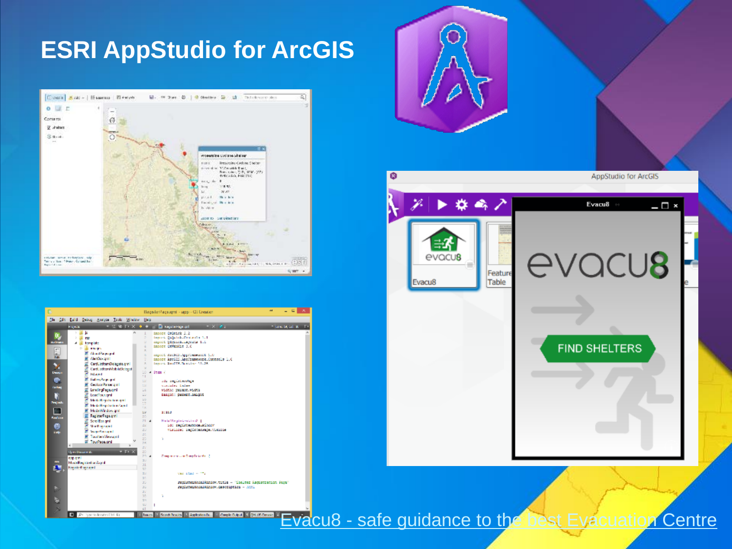# ESRI AppStudio for ArcGIS

[Evacu8 - safe guidance to the best Evacuation Centre]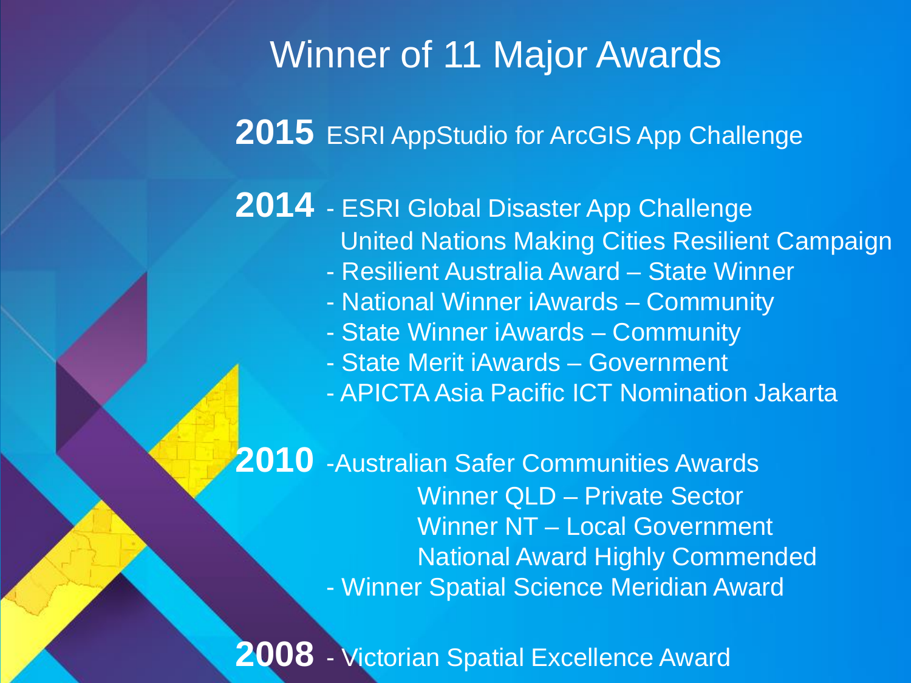# Winner of 11 Major Awards

**2015** ESRI AppStudio for ArcGIS App Challenge

**2014**
- ESRI Global Disaster App Challenge
  United Nations Making Cities Resilient Campaign
- Resilient Australia Award – State Winner
- National Winner iAwards – Community
- State Winner iAwards – Community
- State Merit iAwards – Government
- APICTA Asia Pacific ICT Nomination Jakarta

**2010**
- Australian Safer Communities Awards
  - Winner QLD – Private Sector
  - Winner NT – Local Government
  - National Award Highly Commended
- Winner Spatial Science Meridian Award

**2008**
- Victorian Spatial Excellence Award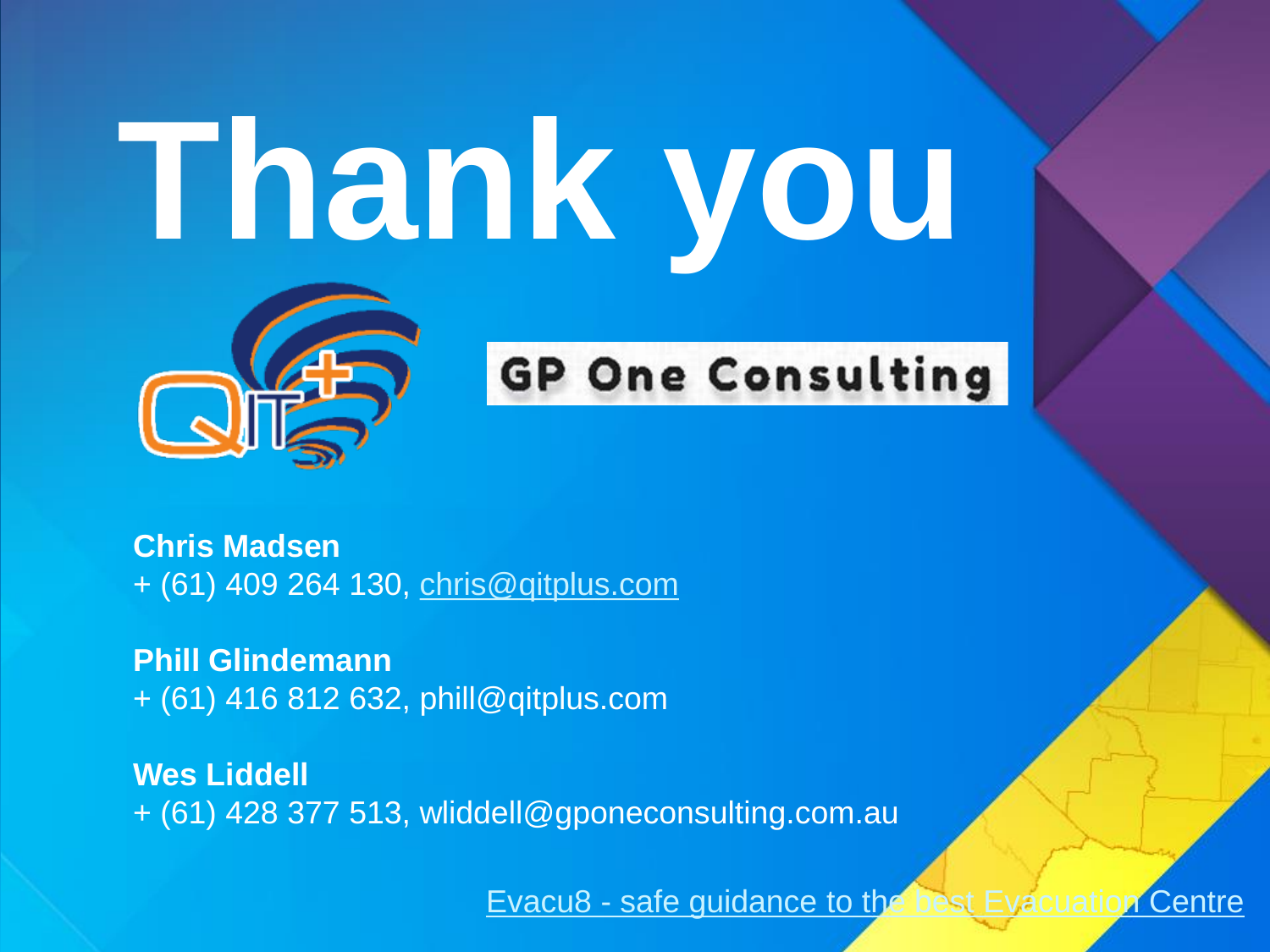# Thank you

GP One Consulting

**Chris Madsen**
+ (61) 409 264 130, chris@qitplus.com

**Phill Glindemann**
+ (61) 416 812 632, phill@qitplus.com

**Wes Liddell**
+ (61) 428 377 513, wliddell@gponeconsulting.com.au

Evacu8 - safe guidance to the best Evacuation Centre